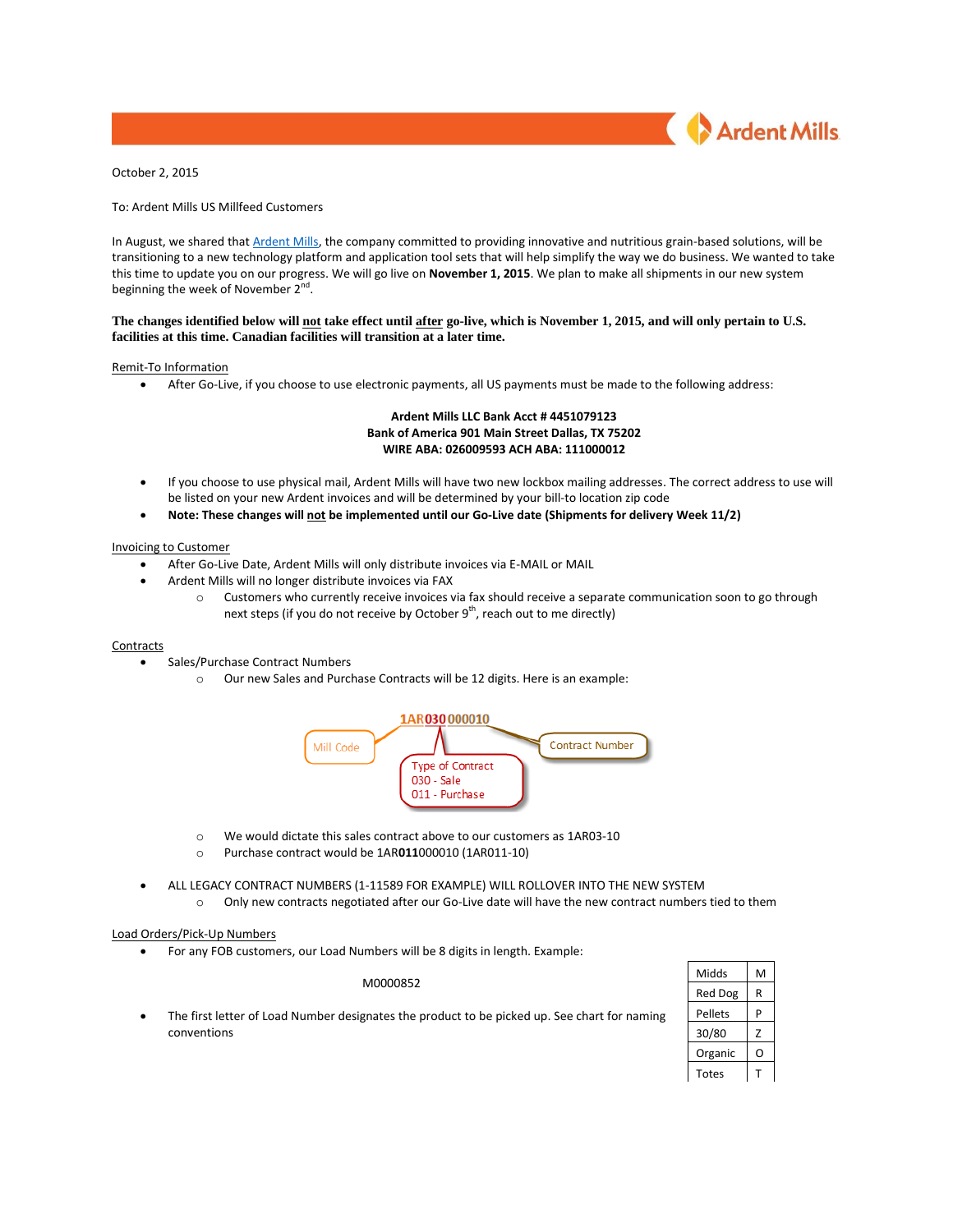Ardent Mills

October 2, 2015

To: Ardent Mills US Millfeed Customers

In August, we shared that Ardent Mills, the company committed to providing innovative and nutritious grain-based solutions, will be transitioning to a new technology platform and application tool sets that will help simplify the way we do business. We wanted to take this time to update you on our progress. We will go live on **November 1, 2015**. We plan to make all shipments in our new system beginning the week of November 2nd.

**The changes identified below will not take effect until after go-live, which is November 1, 2015, and will only pertain to U.S. facilities at this time. Canadian facilities will transition at a later time.**

Remit-To Information

- After Go-Live, if you choose to use electronic payments, all US payments must be made to the following address:

**Ardent Mills LLC Bank Acct # 4451079123**
**Bank of America 901 Main Street Dallas, TX 75202**
**WIRE ABA: 026009593 ACH ABA: 111000012**

- If you choose to use physical mail, Ardent Mills will have two new lockbox mailing addresses. The correct address to use will be listed on your new Ardent invoices and will be determined by your bill-to location zip code
- **Note: These changes will not be implemented until our Go-Live date (Shipments for delivery Week 11/2)**

Invoicing to Customer

- After Go-Live Date, Ardent Mills will only distribute invoices via E-MAIL or MAIL
- Ardent Mills will no longer distribute invoices via FAX
  - Customers who currently receive invoices via fax should receive a separate communication soon to go through next steps (if you do not receive by October 9th, reach out to me directly)

Contracts

- Sales/Purchase Contract Numbers
  - Our new Sales and Purchase Contracts will be 12 digits. Here is an example:

1AR030000010
- 1AR – Mill Code
- 030 – Type of Contract: 030 - Sale, 011 - Purchase
- 000010 – Contract Number

  - We would dictate this sales contract above to our customers as 1AR03-10
  - Purchase contract would be 1AR**011**000010 (1AR011-10)

- ALL LEGACY CONTRACT NUMBERS (1-11589 FOR EXAMPLE) WILL ROLLOVER INTO THE NEW SYSTEM
  - Only new contracts negotiated after our Go-Live date will have the new contract numbers tied to them

Load Orders/Pick-Up Numbers

- For any FOB customers, our Load Numbers will be 8 digits in length. Example:

M0000852

- The first letter of Load Number designates the product to be picked up. See chart for naming conventions

| Product | Letter |
|---|---|
| Midds | M |
| Red Dog | R |
| Pellets | P |
| 30/80 | Z |
| Organic | O |
| Totes | T |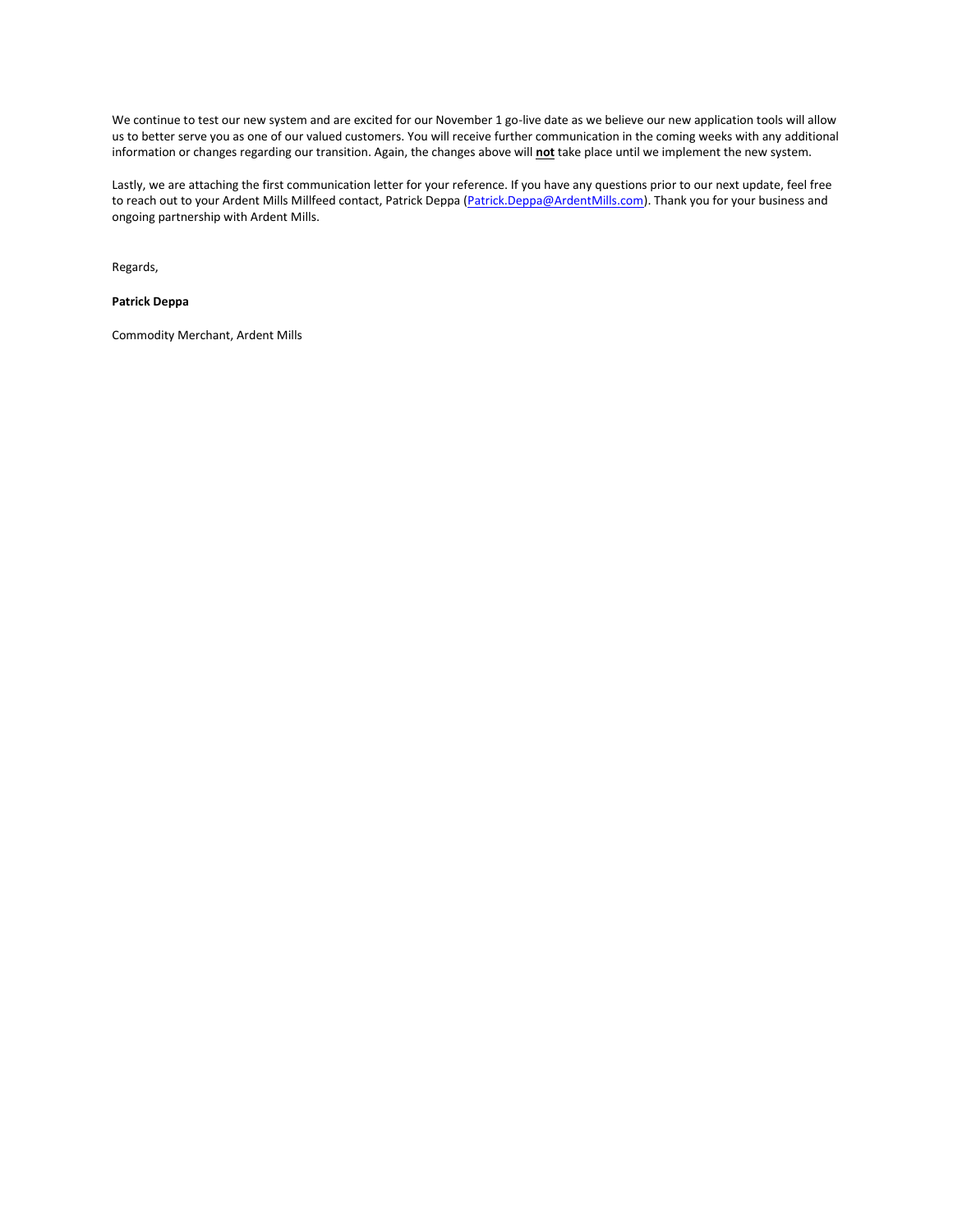We continue to test our new system and are excited for our November 1 go-live date as we believe our new application tools will allow us to better serve you as one of our valued customers. You will receive further communication in the coming weeks with any additional information or changes regarding our transition. Again, the changes above will **not** take place until we implement the new system.

Lastly, we are attaching the first communication letter for your reference. If you have any questions prior to our next update, feel free to reach out to your Ardent Mills Millfeed contact, Patrick Deppa (Patrick.Deppa@ArdentMills.com). Thank you for your business and ongoing partnership with Ardent Mills.

Regards,

**Patrick Deppa**

Commodity Merchant, Ardent Mills